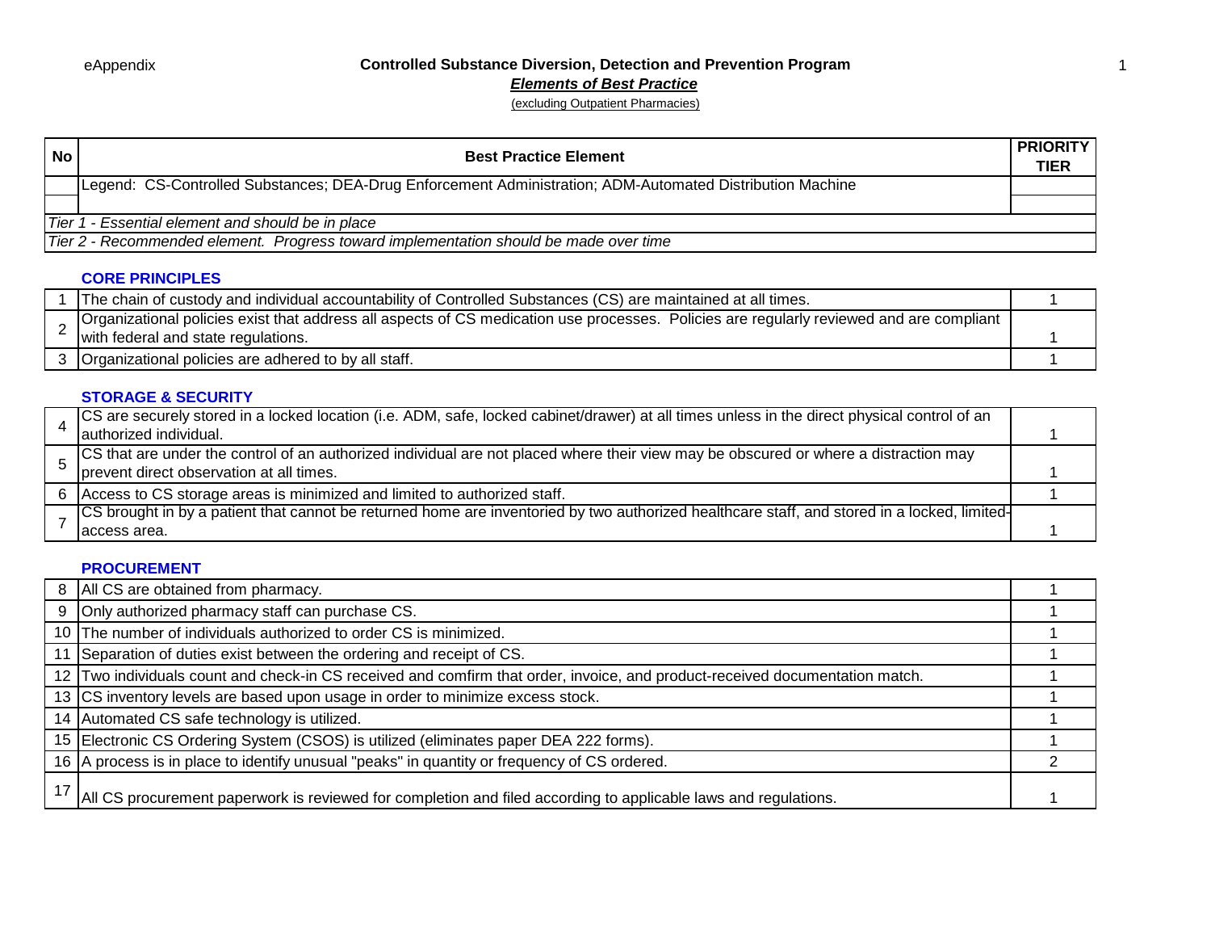eAppendix

# Controlled Substance Diversion, Detection and Prevention Program

## *Elements of Best Practice*

(excluding Outpatient Pharmacies)

| No | Best Practice Element | PRIORITY TIER |
|---|---|---|
| | Legend: CS-Controlled Substances; DEA-Drug Enforcement Administration; ADM-Automated Distribution Machine | |
| | | |
| *Tier 1 - Essential element and should be in place* | | |
| *Tier 2 - Recommended element. Progress toward implementation should be made over time* | | |

### CORE PRINCIPLES

| No | Best Practice Element | PRIORITY TIER |
|---|---|---|
| 1 | The chain of custody and individual accountability of Controlled Substances (CS) are maintained at all times. | 1 |
| 2 | Organizational policies exist that address all aspects of CS medication use processes. Policies are regularly reviewed and are compliant with federal and state regulations. | 1 |
| 3 | Organizational policies are adhered to by all staff. | 1 |

### STORAGE & SECURITY

| No | Best Practice Element | PRIORITY TIER |
|---|---|---|
| 4 | CS are securely stored in a locked location (i.e. ADM, safe, locked cabinet/drawer) at all times unless in the direct physical control of an authorized individual. | 1 |
| 5 | CS that are under the control of an authorized individual are not placed where their view may be obscured or where a distraction may prevent direct observation at all times. | 1 |
| 6 | Access to CS storage areas is minimized and limited to authorized staff. | 1 |
| 7 | CS brought in by a patient that cannot be returned home are inventoried by two authorized healthcare staff, and stored in a locked, limited-access area. | 1 |

### PROCUREMENT

| No | Best Practice Element | PRIORITY TIER |
|---|---|---|
| 8 | All CS are obtained from pharmacy. | 1 |
| 9 | Only authorized pharmacy staff can purchase CS. | 1 |
| 10 | The number of individuals authorized to order CS is minimized. | 1 |
| 11 | Separation of duties exist between the ordering and receipt of CS. | 1 |
| 12 | Two individuals count and check-in CS received and comfirm that order, invoice, and product-received documentation match. | 1 |
| 13 | CS inventory levels are based upon usage in order to minimize excess stock. | 1 |
| 14 | Automated CS safe technology is utilized. | 1 |
| 15 | Electronic CS Ordering System (CSOS) is utilized (eliminates paper DEA 222 forms). | 1 |
| 16 | A process is in place to identify unusual "peaks" in quantity or frequency of CS ordered. | 2 |
| 17 | All CS procurement paperwork is reviewed for completion and filed according to applicable laws and regulations. | 1 |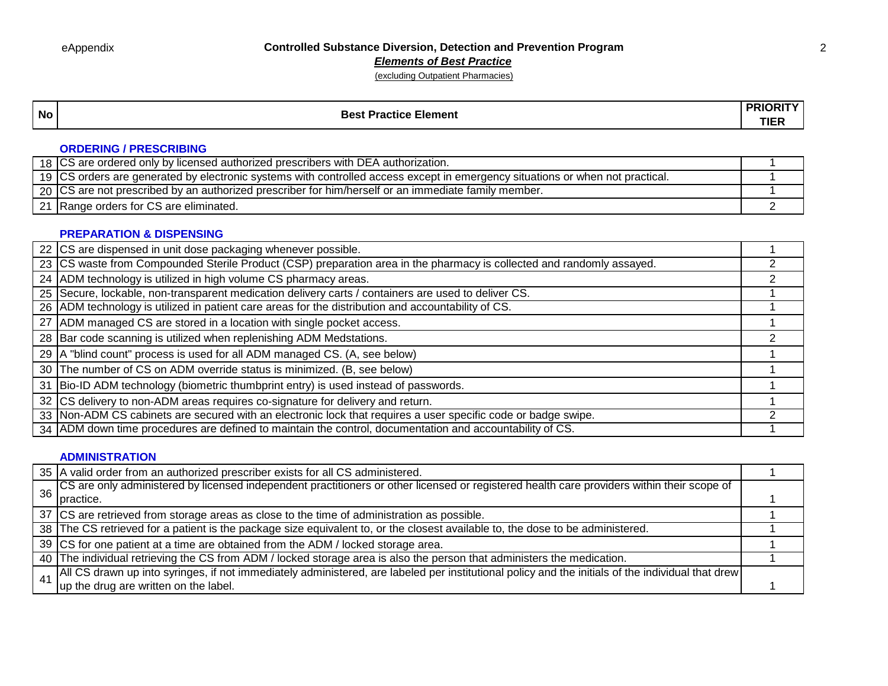eAppendix

# Controlled Substance Diversion, Detection and Prevention Program

## *Elements of Best Practice*

(excluding Outpatient Pharmacies)

| No | Best Practice Element | PRIORITY TIER |
|---|---|---|
| | **ORDERING / PRESCRIBING** | |
| 18 | CS are ordered only by licensed authorized prescribers with DEA authorization. | 1 |
| 19 | CS orders are generated by electronic systems with controlled access except in emergency situations or when not practical. | 1 |
| 20 | CS are not prescribed by an authorized prescriber for him/herself or an immediate family member. | 1 |
| 21 | Range orders for CS are eliminated. | 2 |
| | **PREPARATION & DISPENSING** | |
| 22 | CS are dispensed in unit dose packaging whenever possible. | 1 |
| 23 | CS waste from Compounded Sterile Product (CSP) preparation area in the pharmacy is collected and randomly assayed. | 2 |
| 24 | ADM technology is utilized in high volume CS pharmacy areas. | 2 |
| 25 | Secure, lockable, non-transparent medication delivery carts / containers are used to deliver CS. | 1 |
| 26 | ADM technology is utilized in patient care areas for the distribution and accountability of CS. | 1 |
| 27 | ADM managed CS are stored in a location with single pocket access. | 1 |
| 28 | Bar code scanning is utilized when replenishing ADM Medstations. | 2 |
| 29 | A "blind count" process is used for all ADM managed CS. (A, see below) | 1 |
| 30 | The number of CS on ADM override status is minimized. (B, see below) | 1 |
| 31 | Bio-ID ADM technology (biometric thumbprint entry) is used instead of passwords. | 1 |
| 32 | CS delivery to non-ADM areas requires co-signature for delivery and return. | 1 |
| 33 | Non-ADM CS cabinets are secured with an electronic lock that requires a user specific code or badge swipe. | 2 |
| 34 | ADM down time procedures are defined to maintain the control, documentation and accountability of CS. | 1 |
| | **ADMINISTRATION** | |
| 35 | A valid order from an authorized prescriber exists for all CS administered. | 1 |
| 36 | CS are only administered by licensed independent practitioners or other licensed or registered health care providers within their scope of practice. | 1 |
| 37 | CS are retrieved from storage areas as close to the time of administration as possible. | 1 |
| 38 | The CS retrieved for a patient is the package size equivalent to, or the closest available to, the dose to be administered. | 1 |
| 39 | CS for one patient at a time are obtained from the ADM / locked storage area. | 1 |
| 40 | The individual retrieving the CS from ADM / locked storage area is also the person that administers the medication. | 1 |
| 41 | All CS drawn up into syringes, if not immediately administered, are labeled per institutional policy and the initials of the individual that drew up the drug are written on the label. | 1 |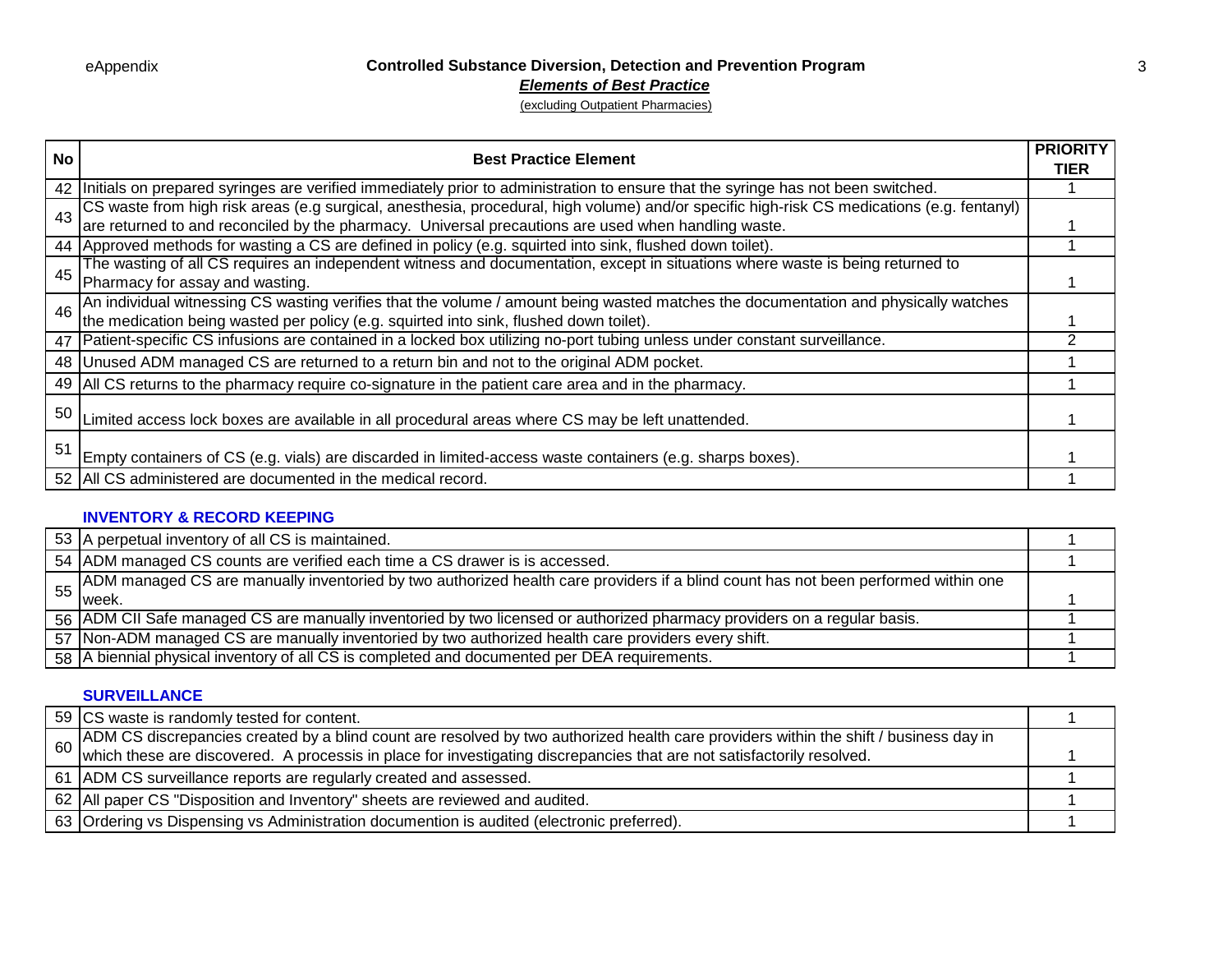eAppendix

# Controlled Substance Diversion, Detection and Prevention Program

## ***Elements of Best Practice***

(excluding Outpatient Pharmacies)

| No | Best Practice Element | PRIORITY TIER |
|---|---|---|
| 42 | Initials on prepared syringes are verified immediately prior to administration to ensure that the syringe has not been switched. | 1 |
| 43 | CS waste from high risk areas (e.g surgical, anesthesia, procedural, high volume) and/or specific high-risk CS medications (e.g. fentanyl) are returned to and reconciled by the pharmacy. Universal precautions are used when handling waste. | 1 |
| 44 | Approved methods for wasting a CS are defined in policy (e.g. squirted into sink, flushed down toilet). | 1 |
| 45 | The wasting of all CS requires an independent witness and documentation, except in situations where waste is being returned to Pharmacy for assay and wasting. | 1 |
| 46 | An individual witnessing CS wasting verifies that the volume / amount being wasted matches the documentation and physically watches the medication being wasted per policy (e.g. squirted into sink, flushed down toilet). | 1 |
| 47 | Patient-specific CS infusions are contained in a locked box utilizing no-port tubing unless under constant surveillance. | 2 |
| 48 | Unused ADM managed CS are returned to a return bin and not to the original ADM pocket. | 1 |
| 49 | All CS returns to the pharmacy require co-signature in the patient care area and in the pharmacy. | 1 |
| 50 | Limited access lock boxes are available in all procedural areas where CS may be left unattended. | 1 |
| 51 | Empty containers of CS (e.g. vials) are discarded in limited-access waste containers (e.g. sharps boxes). | 1 |
| 52 | All CS administered are documented in the medical record. | 1 |

### INVENTORY & RECORD KEEPING

| No | Best Practice Element | PRIORITY TIER |
|---|---|---|
| 53 | A perpetual inventory of all CS is maintained. | 1 |
| 54 | ADM managed CS counts are verified each time a CS drawer is is accessed. | 1 |
| 55 | ADM managed CS are manually inventoried by two authorized health care providers if a blind count has not been performed within one week. | 1 |
| 56 | ADM CII Safe managed CS are manually inventoried by two licensed or authorized pharmacy providers on a regular basis. | 1 |
| 57 | Non-ADM managed CS are manually inventoried by two authorized health care providers every shift. | 1 |
| 58 | A biennial physical inventory of all CS is completed and documented per DEA requirements. | 1 |

### SURVEILLANCE

| No | Best Practice Element | PRIORITY TIER |
|---|---|---|
| 59 | CS waste is randomly tested for content. | 1 |
| 60 | ADM CS discrepancies created by a blind count are resolved by two authorized health care providers within the shift / business day in which these are discovered. A processis in place for investigating discrepancies that are not satisfactorily resolved. | 1 |
| 61 | ADM CS surveillance reports are regularly created and assessed. | 1 |
| 62 | All paper CS "Disposition and Inventory" sheets are reviewed and audited. | 1 |
| 63 | Ordering vs Dispensing vs Administration documention is audited (electronic preferred). | 1 |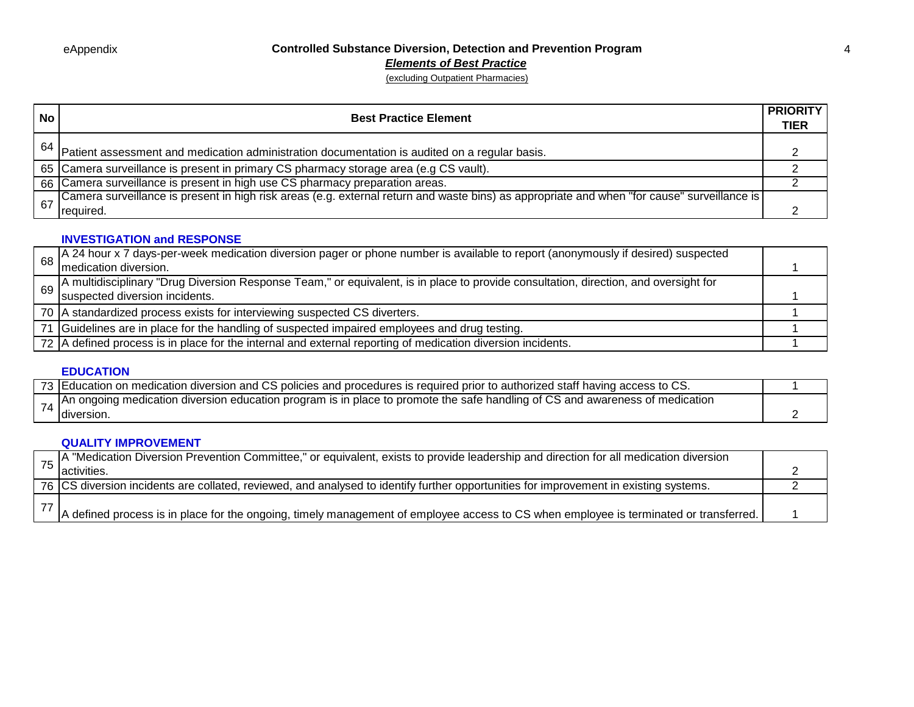eAppendix

# Controlled Substance Diversion, Detection and Prevention Program

## *Elements of Best Practice*

(excluding Outpatient Pharmacies)

| No | Best Practice Element | PRIORITY TIER |
|---|---|---|
| 64 | Patient assessment and medication administration documentation is audited on a regular basis. | 2 |
| 65 | Camera surveillance is present in primary CS pharmacy storage area (e.g CS vault). | 2 |
| 66 | Camera surveillance is present in high use CS pharmacy preparation areas. | 2 |
| 67 | Camera surveillance is present in high risk areas (e.g. external return and waste bins) as appropriate and when "for cause" surveillance is required. | 2 |

### INVESTIGATION and RESPONSE

| | | |
|---|---|---|
| 68 | A 24 hour x 7 days-per-week medication diversion pager or phone number is available to report (anonymously if desired) suspected medication diversion. | 1 |
| 69 | A multidisciplinary "Drug Diversion Response Team," or equivalent, is in place to provide consultation, direction, and oversight for suspected diversion incidents. | 1 |
| 70 | A standardized process exists for interviewing suspected CS diverters. | 1 |
| 71 | Guidelines are in place for the handling of suspected impaired employees and drug testing. | 1 |
| 72 | A defined process is in place for the internal and external reporting of medication diversion incidents. | 1 |

### EDUCATION

| | | |
|---|---|---|
| 73 | Education on medication diversion and CS policies and procedures is required prior to authorized staff having access to CS. | 1 |
| 74 | An ongoing medication diversion education program is in place to promote the safe handling of CS and awareness of medication diversion. | 2 |

### QUALITY IMPROVEMENT

| | | |
|---|---|---|
| 75 | A "Medication Diversion Prevention Committee," or equivalent, exists to provide leadership and direction for all medication diversion activities. | 2 |
| 76 | CS diversion incidents are collated, reviewed, and analysed to identify further opportunities for improvement in existing systems. | 2 |
| 77 | A defined process is in place for the ongoing, timely management of employee access to CS when employee is terminated or transferred. | 1 |